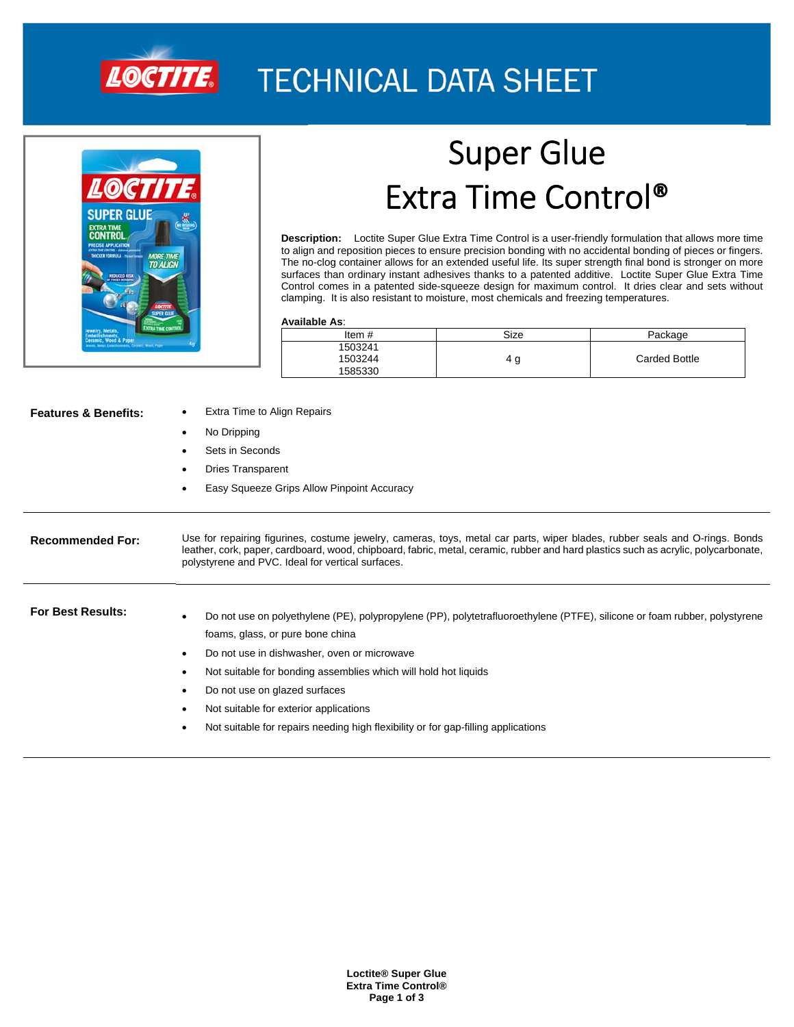# TECHNICAL DATA SHEET

# Super Glue Extra Time Control®

**Description:** Loctite Super Glue Extra Time Control is a user-friendly formulation that allows more time to align and reposition pieces to ensure precision bonding with no accidental bonding of pieces or fingers. The no-clog container allows for an extended useful life. Its super strength final bond is stronger on more surfaces than ordinary instant adhesives thanks to a patented additive. Loctite Super Glue Extra Time Control comes in a patented side-squeeze design for maximum control. It dries clear and sets without clamping. It is also resistant to moisture, most chemicals and freezing temperatures.

**Available As**:

| Item # | Size | Package |
|---|---|---|
| 1503241<br>1503244<br>1585330 | 4 g | Carded Bottle |

**Features & Benefits:**

- Extra Time to Align Repairs
- No Dripping
- Sets in Seconds
- Dries Transparent
- Easy Squeeze Grips Allow Pinpoint Accuracy

**Recommended For:**

Use for repairing figurines, costume jewelry, cameras, toys, metal car parts, wiper blades, rubber seals and O-rings. Bonds leather, cork, paper, cardboard, wood, chipboard, fabric, metal, ceramic, rubber and hard plastics such as acrylic, polycarbonate, polystyrene and PVC. Ideal for vertical surfaces.

**For Best Results:**

- Do not use on polyethylene (PE), polypropylene (PP), polytetrafluoroethylene (PTFE), silicone or foam rubber, polystyrene foams, glass, or pure bone china
- Do not use in dishwasher, oven or microwave
- Not suitable for bonding assemblies which will hold hot liquids
- Do not use on glazed surfaces
- Not suitable for exterior applications
- Not suitable for repairs needing high flexibility or for gap-filling applications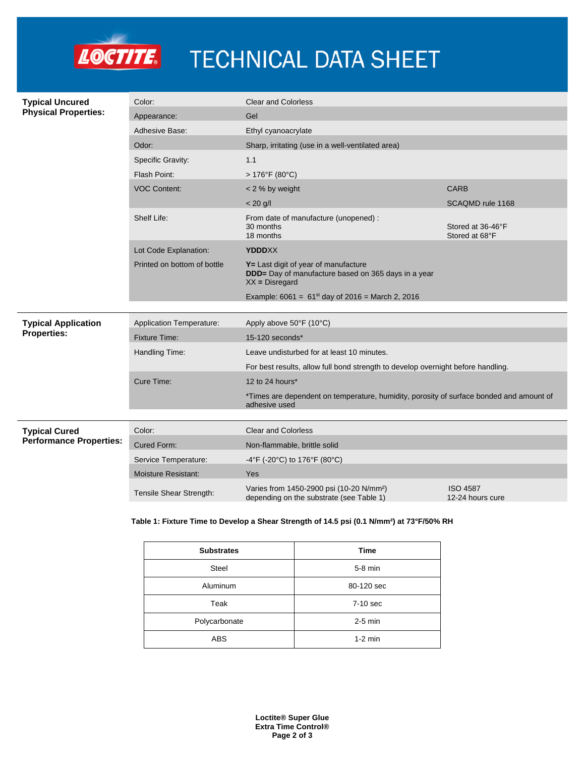# TECHNICAL DATA SHEET

## Typical Uncured Physical Properties:

| Property | Value | Notes |
|---|---|---|
| Color: | Clear and Colorless | |
| Appearance: | Gel | |
| Adhesive Base: | Ethyl cyanoacrylate | |
| Odor: | Sharp, irritating (use in a well-ventilated area) | |
| Specific Gravity: | 1.1 | |
| Flash Point: | > 176°F (80°C) | |
| VOC Content: | < 2 % by weight | CARB |
| | < 20 g/l | SCAQMD rule 1168 |
| Shelf Life: | From date of manufacture (unopened) : 30 months | Stored at 36-46°F |
| | 18 months | Stored at 68°F |
| Lot Code Explanation: | **YDDD**XX | |
| Printed on bottom of bottle | **Y=** Last digit of year of manufacture<br>**DDD=** Day of manufacture based on 365 days in a year<br>XX **=** Disregard | |
| | Example: 6061 = 61st day of 2016 = March 2, 2016 | |

## Typical Application Properties:

| Property | Value |
|---|---|
| Application Temperature: | Apply above 50°F (10°C) |
| Fixture Time: | 15-120 seconds* |
| Handling Time: | Leave undisturbed for at least 10 minutes. |
| | For best results, allow full bond strength to develop overnight before handling. |
| Cure Time: | 12 to 24 hours* |
| | *Times are dependent on temperature, humidity, porosity of surface bonded and amount of adhesive used |

## Typical Cured Performance Properties:

| Property | Value | Notes |
|---|---|---|
| Color: | Clear and Colorless | |
| Cured Form: | Non-flammable, brittle solid | |
| Service Temperature: | -4°F (-20°C) to 176°F (80°C) | |
| Moisture Resistant: | Yes | |
| Tensile Shear Strength: | Varies from 1450-2900 psi (10-20 N/mm²) depending on the substrate (see Table 1) | ISO 4587<br>12-24 hours cure |

**Table 1: Fixture Time to Develop a Shear Strength of 14.5 psi (0.1 N/mm²) at 73°F/50% RH**

| Substrates | Time |
|---|---|
| Steel | 5-8 min |
| Aluminum | 80-120 sec |
| Teak | 7-10 sec |
| Polycarbonate | 2-5 min |
| ABS | 1-2 min |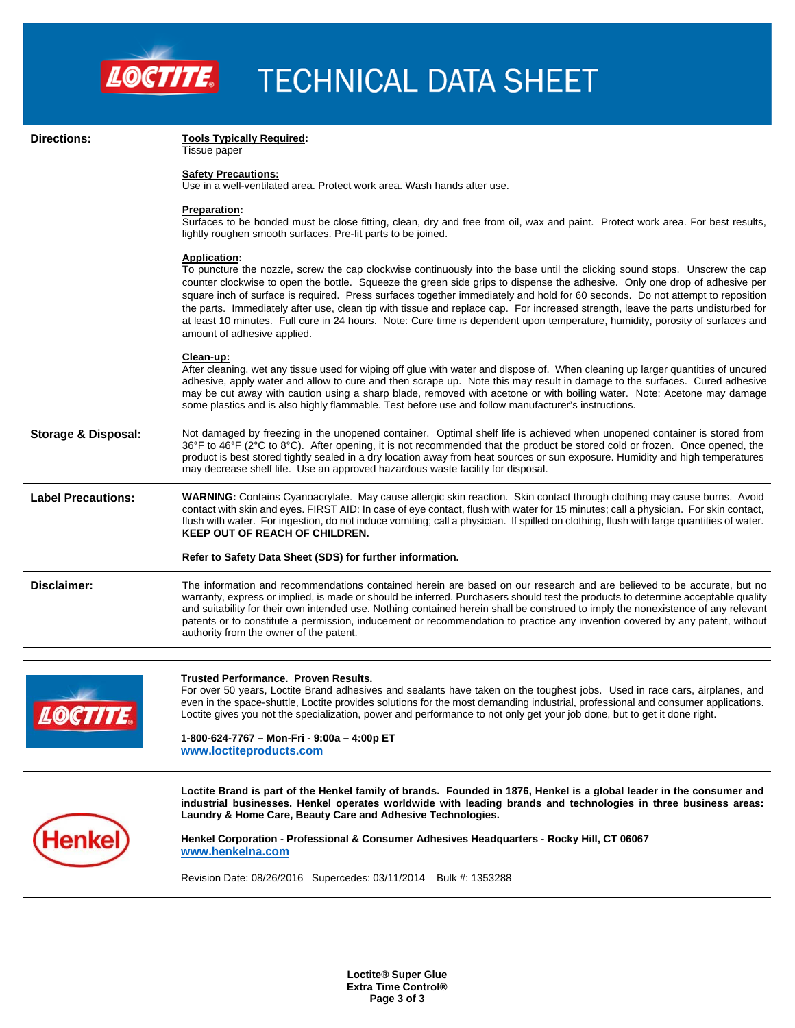**Directions:**

**Tools Typically Required:**
Tissue paper

**Safety Precautions:**
Use in a well-ventilated area. Protect work area. Wash hands after use.

**Preparation:**
Surfaces to be bonded must be close fitting, clean, dry and free from oil, wax and paint. Protect work area. For best results, lightly roughen smooth surfaces. Pre-fit parts to be joined.

**Application:**
To puncture the nozzle, screw the cap clockwise continuously into the base until the clicking sound stops. Unscrew the cap counter clockwise to open the bottle. Squeeze the green side grips to dispense the adhesive. Only one drop of adhesive per square inch of surface is required. Press surfaces together immediately and hold for 60 seconds. Do not attempt to reposition the parts. Immediately after use, clean tip with tissue and replace cap. For increased strength, leave the parts undisturbed for at least 10 minutes. Full cure in 24 hours. Note: Cure time is dependent upon temperature, humidity, porosity of surfaces and amount of adhesive applied.

**Clean-up:**
After cleaning, wet any tissue used for wiping off glue with water and dispose of. When cleaning up larger quantities of uncured adhesive, apply water and allow to cure and then scrape up. Note this may result in damage to the surfaces. Cured adhesive may be cut away with caution using a sharp blade, removed with acetone or with boiling water. Note: Acetone may damage some plastics and is also highly flammable. Test before use and follow manufacturer's instructions.

**Storage & Disposal:**

Not damaged by freezing in the unopened container. Optimal shelf life is achieved when unopened container is stored from 36°F to 46°F (2°C to 8°C). After opening, it is not recommended that the product be stored cold or frozen. Once opened, the product is best stored tightly sealed in a dry location away from heat sources or sun exposure. Humidity and high temperatures may decrease shelf life. Use an approved hazardous waste facility for disposal.

**Label Precautions:**

**WARNING:** Contains Cyanoacrylate. May cause allergic skin reaction. Skin contact through clothing may cause burns. Avoid contact with skin and eyes. FIRST AID: In case of eye contact, flush with water for 15 minutes; call a physician. For skin contact, flush with water. For ingestion, do not induce vomiting; call a physician. If spilled on clothing, flush with large quantities of water. **KEEP OUT OF REACH OF CHILDREN.**

**Refer to Safety Data Sheet (SDS) for further information.**

**Disclaimer:**

The information and recommendations contained herein are based on our research and are believed to be accurate, but no warranty, express or implied, is made or should be inferred. Purchasers should test the products to determine acceptable quality and suitability for their own intended use. Nothing contained herein shall be construed to imply the nonexistence of any relevant patents or to constitute a permission, inducement or recommendation to practice any invention covered by any patent, without authority from the owner of the patent.

---

**Trusted Performance. Proven Results.**
For over 50 years, Loctite Brand adhesives and sealants have taken on the toughest jobs. Used in race cars, airplanes, and even in the space-shuttle, Loctite provides solutions for the most demanding industrial, professional and consumer applications. Loctite gives you not the specialization, power and performance to not only get your job done, but to get it done right.

**1-800-624-7767 – Mon-Fri - 9:00a – 4:00p ET**
**www.loctiteproducts.com**

**Loctite Brand is part of the Henkel family of brands. Founded in 1876, Henkel is a global leader in the consumer and industrial businesses. Henkel operates worldwide with leading brands and technologies in three business areas: Laundry & Home Care, Beauty Care and Adhesive Technologies.**

**Henkel Corporation - Professional & Consumer Adhesives Headquarters - Rocky Hill, CT 06067**
**www.henkelna.com**

Revision Date: 08/26/2016 Supercedes: 03/11/2014 Bulk #: 1353288